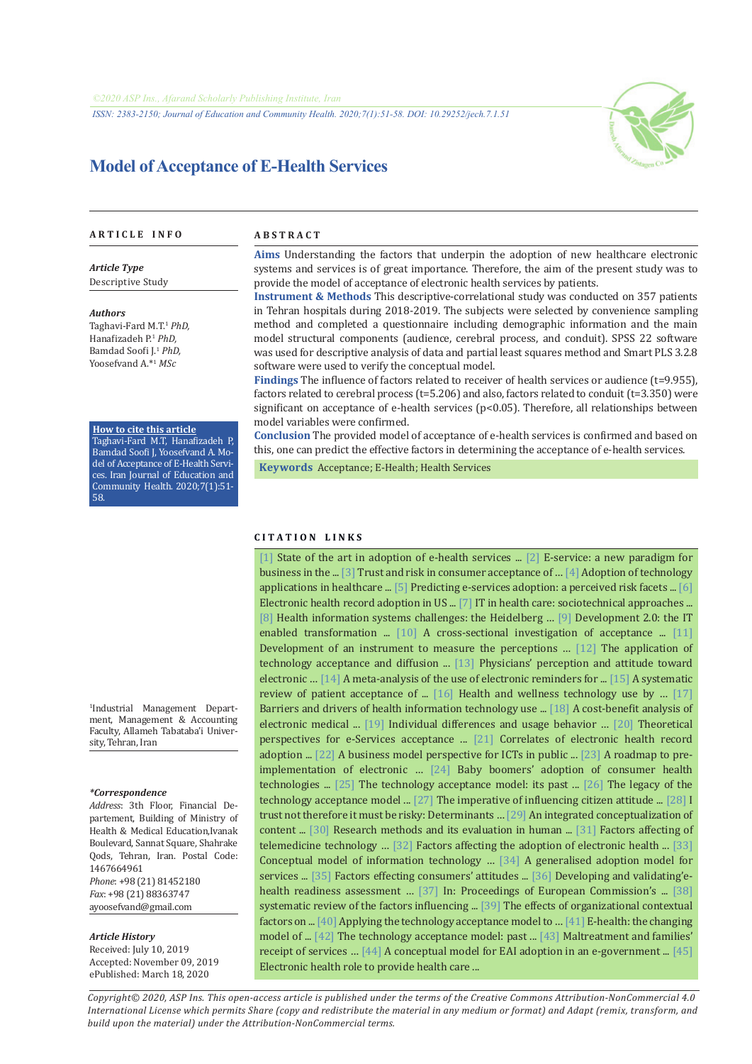©2020 ASP Ins., Afarand Scholarly Publishing Institute, Iran

ISSN: 2383-2150; Journal of Education and Community Health. 2020;7(1):51-58. DOI: 10.29252/jech.7.1.51

# Model of Acceptance of E-Health Services

## ARTICLE INFO

***Article Type***

Descriptive Study

***Authors***

Taghavi-Fard M.T.[1] *PhD,*
Hanafizadeh P.[1] *PhD,*
Bamdad Soofi J.[1] *PhD,*
Yoosefvand A.*[1] *MSc*

**How to cite this article**

Taghavi-Fard M.T, Hanafizadeh P, Bamdad Soofi J, Yoosefvand A. Model of Acceptance of E-Health Services. Iran Journal of Education and Community Health. 2020;7(1):51-58.

[1]Industrial Management Department, Management & Accounting Faculty, Allameh Tabataba'i University, Tehran, Iran

***\*Correspondence***

*Address*: 3th Floor, Financial Departement, Building of Ministry of Health & Medical Education,Ivanak Boulevard, Sannat Square, Shahrake Qods, Tehran, Iran. Postal Code: 1467664961

*Phone*: +98 (21) 81452180

*Fax*: +98 (21) 88363747

ayoosefvand@gmail.com

***Article History***

Received: July 10, 2019
Accepted: November 09, 2019
ePublished: March 18, 2020

## ABSTRACT

**Aims** Understanding the factors that underpin the adoption of new healthcare electronic systems and services is of great importance. Therefore, the aim of the present study was to provide the model of acceptance of electronic health services by patients.

**Instrument & Methods** This descriptive-correlational study was conducted on 357 patients in Tehran hospitals during 2018-2019. The subjects were selected by convenience sampling method and completed a questionnaire including demographic information and the main model structural components (audience, cerebral process, and conduit). SPSS 22 software was used for descriptive analysis of data and partial least squares method and Smart PLS 3.2.8 software were used to verify the conceptual model.

**Findings** The influence of factors related to receiver of health services or audience (t=9.955), factors related to cerebral process (t=5.206) and also, factors related to conduit (t=3.350) were significant on acceptance of e-health services ($p<0.05$). Therefore, all relationships between model variables were confirmed.

**Conclusion** The provided model of acceptance of e-health services is confirmed and based on this, one can predict the effective factors in determining the acceptance of e-health services.

**Keywords** Acceptance; E-Health; Health Services

## CITATION LINKS

[1] State of the art in adoption of e-health services ... [2] E-service: a new paradigm for business in the ... [3] Trust and risk in consumer acceptance of ... [4] Adoption of technology applications in healthcare ... [5] Predicting e-services adoption: a perceived risk facets ... [6] Electronic health record adoption in US ... [7] IT in health care: sociotechnical approaches ... [8] Health information systems challenges: the Heidelberg ... [9] Development 2.0: the IT enabled transformation ... [10] A cross-sectional investigation of acceptance ... [11] Development of an instrument to measure the perceptions ... [12] The application of technology acceptance and diffusion ... [13] Physicians' perception and attitude toward electronic ... [14] A meta-analysis of the use of electronic reminders for ... [15] A systematic review of patient acceptance of ... [16] Health and wellness technology use by ... [17] Barriers and drivers of health information technology use ... [18] A cost-benefit analysis of electronic medical ... [19] Individual differences and usage behavior ... [20] Theoretical perspectives for e-Services acceptance ... [21] Correlates of electronic health record adoption ... [22] A business model perspective for ICTs in public ... [23] A roadmap to pre-implementation of electronic ... [24] Baby boomers' adoption of consumer health technologies ... [25] The technology acceptance model: its past ... [26] The legacy of the technology acceptance model ... [27] The imperative of influencing citizen attitude ... [28] I trust not therefore it must be risky: Determinants ... [29] An integrated conceptualization of content ... [30] Research methods and its evaluation in human ... [31] Factors affecting telemedicine technology ... [32] Factors affecting the adoption of electronic health ... [33] Conceptual model of information technology ... [34] A generalised adoption model for services ... [35] Factors effecting consumers' attitudes ... [36] Developing and validating'e-health readiness assessment ... [37] In: Proceedings of European Commission's ... [38] systematic review of the factors influencing ... [39] The effects of organizational contextual factors on ... [40] Applying the technology acceptance model to ... [41] E-health: the changing model of ... [42] The technology acceptance model: past ... [43] Maltreatment and families' receipt of services ... [44] A conceptual model for EAI adoption in an e-government ... [45] Electronic health role to provide health care ...

*Copyright© 2020, ASP Ins. This open-access article is published under the terms of the Creative Commons Attribution-NonCommercial 4.0 International License which permits Share (copy and redistribute the material in any medium or format) and Adapt (remix, transform, and build upon the material) under the Attribution-NonCommercial terms.*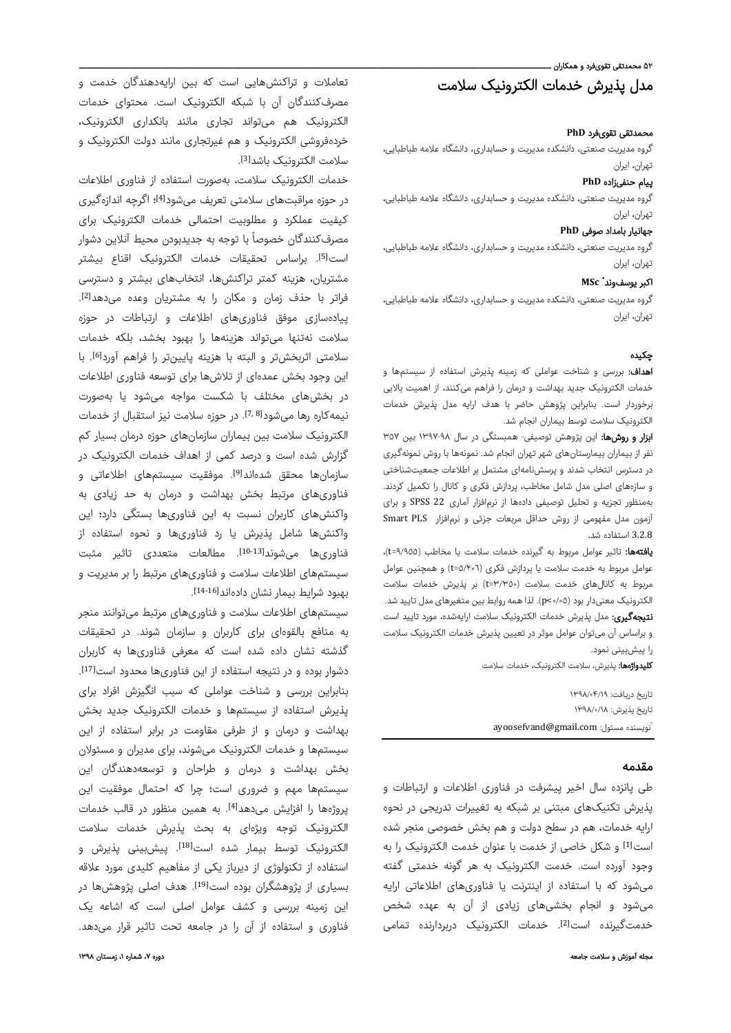# مدل پذیرش خدمات الکترونیک سلامت

**محمدتقی تقوی‌فرد PhD**

گروه مدیریت صنعتی، دانشکده مدیریت و حسابداری، دانشگاه علامه طباطبایی، تهران، ایران

**پیام حنفی‌زاده PhD**

گروه مدیریت صنعتی، دانشکده مدیریت و حسابداری، دانشگاه علامه طباطبایی، تهران، ایران

**جهانیار بامداد صوفی PhD**

گروه مدیریت صنعتی، دانشکده مدیریت و حسابداری، دانشگاه علامه طباطبایی، تهران، ایران

**اکبر یوسف‌وند* MSc**

گروه مدیریت صنعتی، دانشکده مدیریت و حسابداری، دانشگاه علامه طباطبایی، تهران، ایران

## چکیده

**اهداف:** بررسی و شناخت عواملی که زمینه پذیرش استفاده از سیستم‌ها و خدمات الکترونیک جدید بهداشت و درمان را فراهم می‌کنند، از اهمیت بالایی برخوردار است. بنابراین پژوهش حاضر با هدف ارایه مدل پذیرش خدمات الکترونیک سلامت توسط بیماران انجام شد.

**ابزار و روش‌ها:** این پژوهش توصیفی- همبستگی در سال ۹۸-۱۳۹۷ بین ۳۵۷ نفر از بیماران بیمارستان‌های شهر تهران انجام شد. نمونه‌ها با روش نمونه‌گیری در دسترس انتخاب شدند و پرسش‌نامه‌ای مشتمل بر اطلاعات جمعیت‌شناختی و سازه‌های اصلی مدل شامل مخاطب، پردازش فکری و کانال را تکمیل کردند. به‌منظور تجزیه و تحلیل توصیفی داده‌ها از نرم‌افزار آماری SPSS 22 و برای آزمون مدل مفهومی از روش حداقل مربعات جزئی و نرم‌افزار Smart PLS 3.2.8 استفاده شد.

**یافته‌ها:** تاثیر عوامل مربوط به گیرنده خدمات سلامت یا مخاطب (t=۹/۹۵۵)، عوامل مربوط به خدمت سلامت یا پردازش فکری (t=۵/۲۰۶) و همچنین عوامل مربوط به کانال‌های خدمت سلامت (t=۳/۳۵۰) بر پذیرش خدمات سلامت الکترونیک معنی‌دار بود (p<۰/۰۵). لذا همه روابط بین متغیرهای مدل تایید شد.

**نتیجه‌گیری:** مدل پذیرش خدمات الکترونیک سلامت ارایه‌شده، مورد تایید است و براساس آن می‌توان عوامل موثر در تعیین پذیرش خدمات الکترونیک سلامت را پیش‌بینی نمود.

**کلیدواژه‌ها:** پذیرش، سلامت الکترونیک، خدمات سلامت

تاریخ دریافت: ۱۳۹۸/۰۴/۱۹

تاریخ پذیرش: ۱۳۹۸/۰۸/۱۸

*نویسنده مسئول: ayoosefvand@gmail.com

## مقدمه

طی پانزده سال اخیر پیشرفت در فناوری اطلاعات و ارتباطات و پذیرش تکنیک‌های مبتنی بر شبکه به تغییرات تدریجی در نحوه ارایه خدمات، هم در سطح دولت و هم بخش خصوصی منجر شده است[1] و شکل خاصی از خدمت با عنوان خدمت الکترونیک را به وجود آورده است. خدمت الکترونیک به هر گونه خدمتی گفته می‌شود که با استفاده از اینترنت یا فناوری‌های اطلاعاتی ارایه می‌شود و انجام بخش‌های زیادی از آن به عهده شخص خدمت‌گیرنده است[2]. خدمات الکترونیک دربردارنده تمامی تعاملات و تراکنش‌هایی است که بین ارایه‌دهندگان خدمت و مصرف‌کنندگان آن با شبکه الکترونیک است. محتوای خدمات الکترونیک هم می‌تواند تجاری مانند بانکداری الکترونیک، خرده‌فروشی الکترونیک و هم غیرتجاری مانند دولت الکترونیک و سلامت الکترونیک باشد[3].

خدمات الکترونیک سلامت، به‌صورت استفاده از فناوری اطلاعات در حوزه مراقبت‌های سلامتی تعریف می‌شود[4]؛ اگرچه اندازه‌گیری کیفیت عملکرد و مطلوبیت احتمالی خدمات الکترونیک برای مصرف‌کنندگان خصوصاً با توجه به جدیدبودن محیط آنلاین دشوار است[5]. براساس تحقیقات خدمات الکترونیک اقناع بیشتر مشتریان، هزینه کمتر تراکنش‌ها، انتخاب‌های بیشتر و دسترسی فراتر با حذف زمان و مکان را به مشتریان وعده می‌دهد[2]. پیاده‌سازی موفق فناوری‌های اطلاعات و ارتباطات در حوزه سلامت نه‌تنها می‌تواند هزینه‌ها را بهبود بخشد، بلکه خدمات سلامتی اثربخش‌تر و البته با هزینه پایین‌تر را فراهم آورد[6]. با این وجود بخش عمده‌ای از تلاش‌ها برای توسعه فناوری اطلاعات در بخش‌های مختلف با شکست مواجه می‌شود یا به‌صورت نیمه‌کاره رها می‌شود[7, 8]. در حوزه سلامت نیز استقبال از خدمات الکترونیک سلامت بین بیماران سازمان‌های حوزه درمان بسیار کم گزارش شده است و درصد کمی از اهداف خدمات الکترونیک در سازمان‌ها محقق شده‌اند[9]. موفقیت سیستم‌های اطلاعاتی و فناوری‌های مرتبط بخش بهداشت و درمان به حد زیادی به واکنش‌های کاربران نسبت به این فناوری‌ها بستگی دارد؛ این واکنش‌ها شامل پذیرش یا رد فناوری‌ها و نحوه استفاده از فناوری‌ها می‌شوند[10-13]. مطالعات متعددی تاثیر مثبت سیستم‌های اطلاعات سلامت و فناوری‌های مرتبط را بر مدیریت و بهبود شرایط بیمار نشان داده‌اند[14-16].

سیستم‌های اطلاعات سلامت و فناوری‌های مرتبط می‌توانند منجر به منافع بالقوه‌ای برای کاربران و سازمان شوند. در تحقیقات گذشته نشان داده شده است که معرفی فناوری‌ها به کاربران دشوار بوده و در نتیجه استفاده از این فناوری‌ها محدود است[17]. بنابراین بررسی و شناخت عواملی که سبب انگیزش افراد برای پذیرش استفاده از سیستم‌ها و خدمات الکترونیک جدید بخش بهداشت و درمان و از طرفی مقاومت در برابر استفاده از این سیستم‌ها و خدمات الکترونیک می‌شوند، برای مدیران و مسئولان بخش بهداشت و درمان و طراحان و توسعه‌دهندگان این سیستم‌ها مهم و ضروری است؛ چرا که احتمال موفقیت این پروژه‌ها را افزایش می‌دهد[4]. به همین منظور در قالب خدمات الکترونیک توجه ویژه‌ای به بحث پذیرش خدمات سلامت الکترونیک توسط بیمار شده است[18]. پیش‌بینی پذیرش و استفاده از تکنولوژی از دیرباز یکی از مفاهیم کلیدی مورد علاقه بسیاری از پژوهشگران بوده است[19]. هدف اصلی پژوهش‌ها در این زمینه بررسی و کشف عوامل اصلی است که اشاعه یک فناوری و استفاده از آن را در جامعه تحت تاثیر قرار می‌دهد.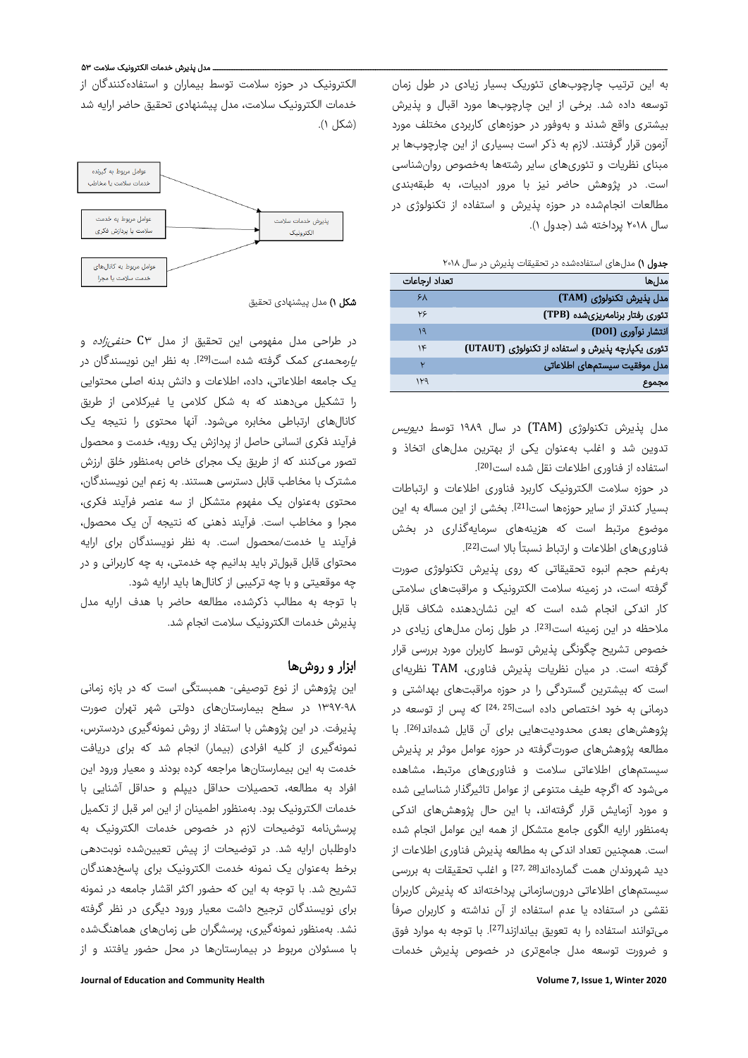به این ترتیب چارچوب‌های تئوریک بسیار زیادی در طول زمان توسعه داده شد. برخی از این چارچوب‌ها مورد اقبال و پذیرش بیشتری واقع شدند و به‌وفور در حوزه‌های کاربردی مختلف مورد آزمون قرار گرفتند. لازم به ذکر است بسیاری از این چارچوب‌ها بر مبنای نظریات و تئوری‌های سایر رشته‌ها به‌خصوص روان‌شناسی است. در پژوهش حاضر نیز با مرور ادبیات، به طبقه‌بندی مطالعات انجام‌شده در حوزه پذیرش و استفاده از تکنولوژی در سال ۲۰۱۸ پرداخته شد (جدول ۱).

**جدول ۱)** مدل‌های استفاده‌شده در تحقیقات پذیرش در سال ۲۰۱۸

| مدل‌ها | تعداد ارجاعات |
|---|---|
| مدل پذیرش تکنولوژی (TAM) | ۶۸ |
| تئوری رفتار برنامه‌ریزی‌شده (TPB) | ۲۶ |
| انتشار نوآوری (DOI) | ۱۹ |
| تئوری یکپارچه پذیرش و استفاده از تکنولوژی (UTAUT) | ۱۴ |
| مدل موفقیت سیستم‌های اطلاعاتی | ۲ |
| مجموع | ۱۲۹ |

مدل پذیرش تکنولوژی (TAM) در سال ۱۹۸۹ توسط *دیویس* تدوین شد و اغلب به‌عنوان یکی از بهترین مدل‌های اتخاذ و استفاده از فناوری اطلاعات نقل شده است[20].

در حوزه سلامت الکترونیک کاربرد فناوری اطلاعات و ارتباطات بسیار کندتر از سایر حوزه‌ها است[21]. بخشی از این مساله به این موضوع مرتبط است که هزینه‌های سرمایه‌گذاری در بخش فناوری‌های اطلاعات و ارتباط نسبتاً بالا است[22].

به‌رغم حجم انبوه تحقیقاتی که روی پذیرش تکنولوژی صورت گرفته است، در زمینه سلامت الکترونیک و مراقبت‌های سلامتی کار اندکی انجام شده است که این نشان‌دهنده شکاف قابل ملاحظه در این زمینه است[23]. در طول زمان مدل‌های زیادی در خصوص تشریح چگونگی پذیرش توسط کاربران مورد بررسی قرار گرفته است. در میان نظریات پذیرش فناوری، TAM نظریه‌ای است که بیشترین گستردگی را در حوزه مراقبت‌های بهداشتی و درمانی به خود اختصاص داده است[24, 25] که پس از توسعه در پژوهش‌های بعدی محدودیت‌هایی برای آن قایل شده‌اند[26]. با مطالعه پژوهش‌های صورت‌گرفته در حوزه عوامل موثر بر پذیرش سیستم‌های اطلاعاتی سلامت و فناوری‌های مرتبط، مشاهده می‌شود که اگرچه طیف متنوعی از عوامل تاثیرگذار شناسایی شده و مورد آزمایش قرار گرفته‌اند، با این حال پژوهش‌های اندکی به‌منظور ارایه الگوی جامع متشکل از همه این عوامل انجام شده است. همچنین تعداد اندکی به مطالعه پذیرش فناوری اطلاعات از دید شهروندان همت گمارده‌اند[27, 28] و اغلب تحقیقات به بررسی سیستم‌های اطلاعاتی درون‌سازمانی پرداخته‌اند که پذیرش کاربران نقشی در استفاده یا عدم استفاده از آن نداشته و کاربران صرفاً می‌توانند استفاده را به تعویق بیاندازند[27]. با توجه به موارد فوق و ضرورت توسعه مدل جامع‌تری در خصوص پذیرش خدمات الکترونیک در حوزه سلامت توسط بیماران و استفاده‌کنندگان از خدمات الکترونیک سلامت، مدل پیشنهادی تحقیق حاضر ارایه شد (شکل ۱).

عوامل مربوط به گیرنده خدمات سلامت یا مخاطب

عوامل مربوط به خدمت سلامت یا پردازش فکری

عوامل مربوط به کانال‌های خدمت سلامت یا مجرا

پذیرش خدمات سلامت الکترونیک

**شکل ۱)** مدل پیشنهادی تحقیق

در طراحی مدل مفهومی این تحقیق از مدل C۳ *حنفی‌زاده* و *یارمحمدی* کمک گرفته شده است[29]. به نظر این نویسندگان در یک جامعه اطلاعاتی، داده، اطلاعات و دانش بدنه اصلی محتوایی را تشکیل می‌دهند که به شکل کلامی یا غیرکلامی از طریق کانال‌های ارتباطی مخابره می‌شود. آنها محتوی را نتیجه یک فرآیند فکری انسانی حاصل از پردازش یک رویه، خدمت و محصول تصور می‌کنند که از طریق یک مجرای خاص به‌منظور خلق ارزش مشترک با مخاطب قابل دسترسی هستند. به زعم این نویسندگان، محتوی به‌عنوان یک مفهوم متشکل از سه عنصر فرآیند فکری، مجرا و مخاطب است. فرآیند ذهنی که نتیجه آن یک محصول، فرآیند یا خدمت/محصول است. به نظر نویسندگان برای ارایه محتوای قابل قبول‌تر باید بدانیم چه خدمتی، به چه کاربرانی و در چه موقعیتی و با چه ترکیبی از کانال‌ها باید ارایه شود.

با توجه به مطالب ذکرشده، مطالعه حاضر با هدف ارایه مدل پذیرش خدمات الکترونیک سلامت انجام شد.

## ابزار و روش‌ها

این پژوهش از نوع توصیفی- همبستگی است که در بازه زمانی ۹۸-۱۳۹۷ در سطح بیمارستان‌های دولتی شهر تهران صورت پذیرفت. در این پژوهش با استفاده از روش نمونه‌گیری دردسترس، نمونه‌گیری از کلیه افرادی (بیمار) انجام شد که برای دریافت خدمت به این بیمارستان‌ها مراجعه کرده بودند و معیار ورود این افراد به مطالعه، تحصیلات حداقل دیپلم و حداقل آشنایی با خدمات الکترونیک بود. به‌منظور اطمینان از این امر قبل از تکمیل پرسش‌نامه توضیحات لازم در خصوص خدمات الکترونیک به داوطلبان ارایه شد. در توضیحات از پیش تعیین‌شده نوبت‌دهی برخط به‌عنوان یک نمونه خدمت الکترونیک برای پاسخ‌دهندگان تشریح شد. با توجه به این که حضور اکثر اقشار جامعه در نمونه برای نویسندگان ترجیح داشت معیار ورود دیگری در نظر گرفته نشد. به‌منظور نمونه‌گیری، پرسشگران طی زمان‌های هماهنگ‌شده با مسئولان مربوط در بیمارستان‌ها در محل حضور یافتند و از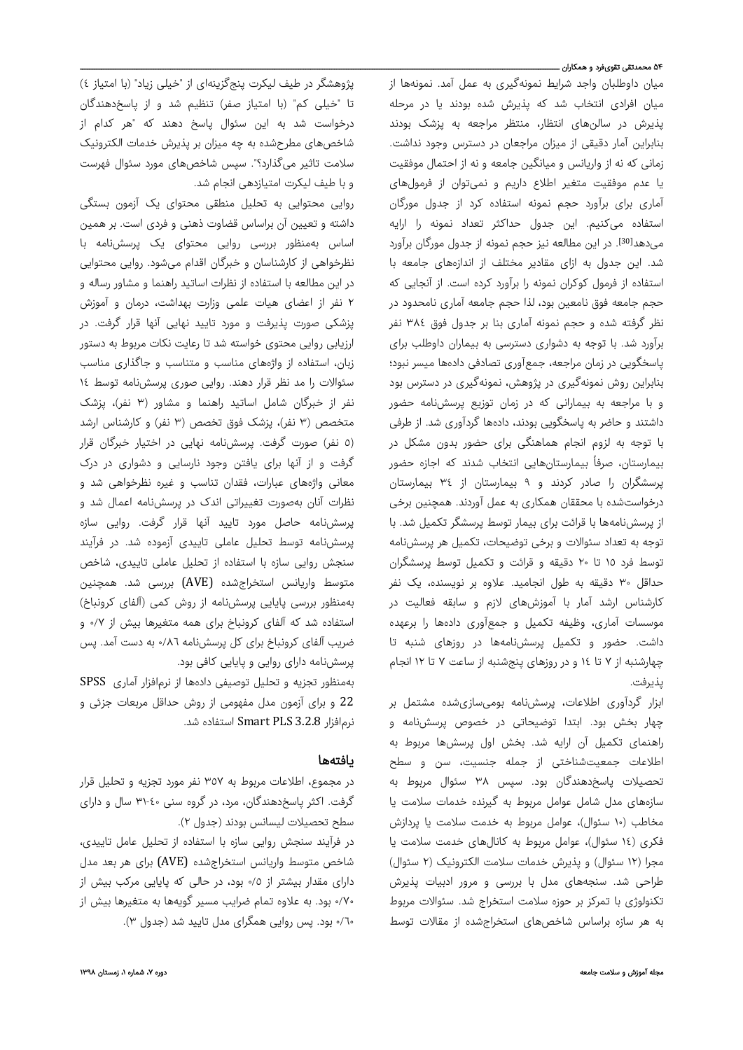میان داوطلبان واجد شرایط نمونه‌گیری به عمل آمد. نمونه‌ها از میان افرادی انتخاب شد که پذیرش شده بودند یا در مرحله پذیرش در سالن‌های انتظار، منتظر مراجعه به پزشک بودند بنابراین آمار دقیقی از میزان مراجعان در دسترس وجود نداشت. زمانی که نه از واریانس و میانگین جامعه و نه از احتمال موفقیت یا عدم موفقیت متغیر اطلاع داریم و نمی‌توان از فرمول‌های آماری برای برآورد حجم نمونه استفاده کرد از جدول مورگان استفاده می‌کنیم. این جدول حداکثر تعداد نمونه را ارایه می‌دهد[30]. در این مطالعه نیز حجم نمونه از جدول مورگان برآورد شد. این جدول به ازای مقادیر مختلف از اندازه‌های جامعه با استفاده از فرمول کوکران نمونه را برآورد کرده است. از آنجایی که حجم جامعه فوق نامعین بود، لذا حجم جامعه آماری نامحدود در نظر گرفته شده و حجم نمونه آماری بنا بر جدول فوق ۳۸۴ نفر برآورد شد. با توجه به دشواری دسترسی به بیماران داوطلب برای پاسخگویی در زمان مراجعه، جمع‌آوری تصادفی داده‌ها میسر نبود؛ بنابراین روش نمونه‌گیری در پژوهش، نمونه‌گیری در دسترس بود و با مراجعه به بیمارانی که در زمان توزیع پرسش‌نامه حضور داشتند و حاضر به پاسخگویی بودند، داده‌ها گردآوری شد. از طرفی با توجه به لزوم انجام هماهنگی برای حضور بدون مشکل در بیمارستان، صرفاً بیمارستان‌هایی انتخاب شدند که اجازه حضور پرسشگران را صادر کردند و ۹ بیمارستان از ۳۴ بیمارستان درخواست‌شده به محققان همکاری به عمل آوردند. همچنین برخی از پرسش‌نامه‌ها با قرائت برای بیمار توسط پرسشگر تکمیل شد. با توجه به تعداد سئوالات و برخی توضیحات، تکمیل هر پرسش‌نامه توسط فرد ۱۵ تا ۲۰ دقیقه و قرائت و تکمیل توسط پرسشگران حداقل ۳۰ دقیقه به طول انجامید. علاوه بر نویسنده، یک نفر کارشناس ارشد آمار با آموزش‌های لازم و سابقه فعالیت در موسسات آماری، وظیفه تکمیل و جمع‌آوری داده‌ها را برعهده داشت. حضور و تکمیل پرسش‌نامه‌ها در روزهای شنبه تا چهارشنبه از ۷ تا ۱۴ و در روزهای پنج‌شنبه از ساعت ۷ تا ۱۲ انجام پذیرفت.

ابزار گردآوری اطلاعات، پرسش‌نامه بومی‌سازی‌شده مشتمل بر چهار بخش بود. ابتدا توضیحاتی در خصوص پرسش‌نامه و راهنمای تکمیل آن ارایه شد. بخش اول پرسش‌ها مربوط به اطلاعات جمعیت‌شناختی از جمله جنسیت، سن و سطح تحصیلات پاسخ‌دهندگان بود. سپس ۳۸ سئوال مربوط به سازه‌های مدل شامل عوامل مربوط به گیرنده خدمات سلامت یا مخاطب (۱۰ سئوال)، عوامل مربوط به خدمت سلامت یا پردازش فکری (۱۴ سئوال)، عوامل مربوط به کانال‌های خدمت سلامت یا مجرا (۱۲ سئوال) و پذیرش خدمات سلامت الکترونیک (۲ سئوال) طراحی شد. سنجه‌های مدل با بررسی و مرور ادبیات پذیرش تکنولوژی با تمرکز بر حوزه سلامت استخراج شد. سئوالات مربوط به هر سازه براساس شاخص‌های استخراج‌شده از مقالات توسط پژوهشگر در طیف لیکرت پنج‌گزینه‌ای از "خیلی زیاد" (با امتیاز ٤) تا "خیلی کم" (با امتیاز صفر) تنظیم شد و از پاسخ‌دهندگان درخواست شد به این سئوال پاسخ دهند که "هر کدام از شاخص‌های مطرح‌شده به چه میزان بر پذیرش خدمات الکترونیک سلامت تاثیر می‌گذارد؟". سپس شاخص‌های مورد سئوال فهرست و با طیف لیکرت امتیازدهی انجام شد.

روایی محتوایی به تحلیل منطقی محتوای یک آزمون بستگی داشته و تعیین آن براساس قضاوت ذهنی و فردی است. بر همین اساس به‌منظور بررسی روایی محتوای یک پرسش‌نامه با نظرخواهی از کارشناسان و خبرگان اقدام می‌شود. روایی محتوایی در این مطالعه با استفاده از نظرات اساتید راهنما و مشاور رساله و ۲ نفر از اعضای هیات علمی وزارت بهداشت، درمان و آموزش پزشکی صورت پذیرفت و مورد تایید نهایی آنها قرار گرفت. در ارزیابی روایی محتوی خواسته شد تا رعایت نکات مربوط به دستور زبان، استفاده از واژه‌های مناسب و متناسب و جاگذاری مناسب سئوالات را مد نظر قرار دهند. روایی صوری پرسش‌نامه توسط ١٤ نفر از خبرگان شامل اساتید راهنما و مشاور (۳ نفر)، پزشک متخصص (۳ نفر)، پزشک فوق تخصص (۳ نفر) و کارشناس ارشد (۵ نفر) صورت گرفت. پرسش‌نامه نهایی در اختیار خبرگان قرار گرفت و از آنها برای یافتن وجود نارسایی و دشواری در درک معانی واژه‌های عبارات، فقدان تناسب و غیره نظرخواهی شد و نظرات آنان به‌صورت تغییراتی اندک در پرسش‌نامه اعمال شد و پرسش‌نامه حاصل مورد تایید آنها قرار گرفت. روایی سازه پرسش‌نامه توسط تحلیل عاملی تاییدی آزموده شد. در فرآیند سنجش روایی سازه با استفاده از تحلیل عاملی تاییدی، شاخص متوسط واریانس استخراج‌شده (AVE) بررسی شد. همچنین به‌منظور بررسی پایایی پرسش‌نامه از روش کمی (آلفای کرونباخ) استفاده شد که آلفای کرونباخ برای همه متغیرها بیش از ۰/۷ و ضریب آلفای کرونباخ برای کل پرسش‌نامه ۰/۸۶ به دست آمد. پس پرسش‌نامه دارای روایی و پایایی کافی بود.

به‌منظور تجزیه و تحلیل توصیفی داده‌ها از نرم‌افزار آماری SPSS 22 و برای آزمون مدل مفهومی از روش حداقل مربعات جزئی و نرم‌افزار Smart PLS 3.2.8 استفاده شد.

## یافته‌ها

در مجموع، اطلاعات مربوط به ۳۵۷ نفر مورد تجزیه و تحلیل قرار گرفت. اکثر پاسخ‌دهندگان، مرد، در گروه سنی ٤٠-۳۱ سال و دارای سطح تحصیلات لیسانس بودند (جدول ۲).

در فرآیند سنجش روایی سازه با استفاده از تحلیل عامل تاییدی، شاخص متوسط واریانس استخراج‌شده (AVE) برای هر بعد مدل دارای مقدار بیشتر از ۰/۵ بود، در حالی که پایایی مرکب بیش از ۰/۷۰ بود. به علاوه تمام ضرایب مسیر گویه‌ها به متغیرها بیش از ۰/٦٠ بود. پس روایی همگرای مدل تایید شد (جدول ۳).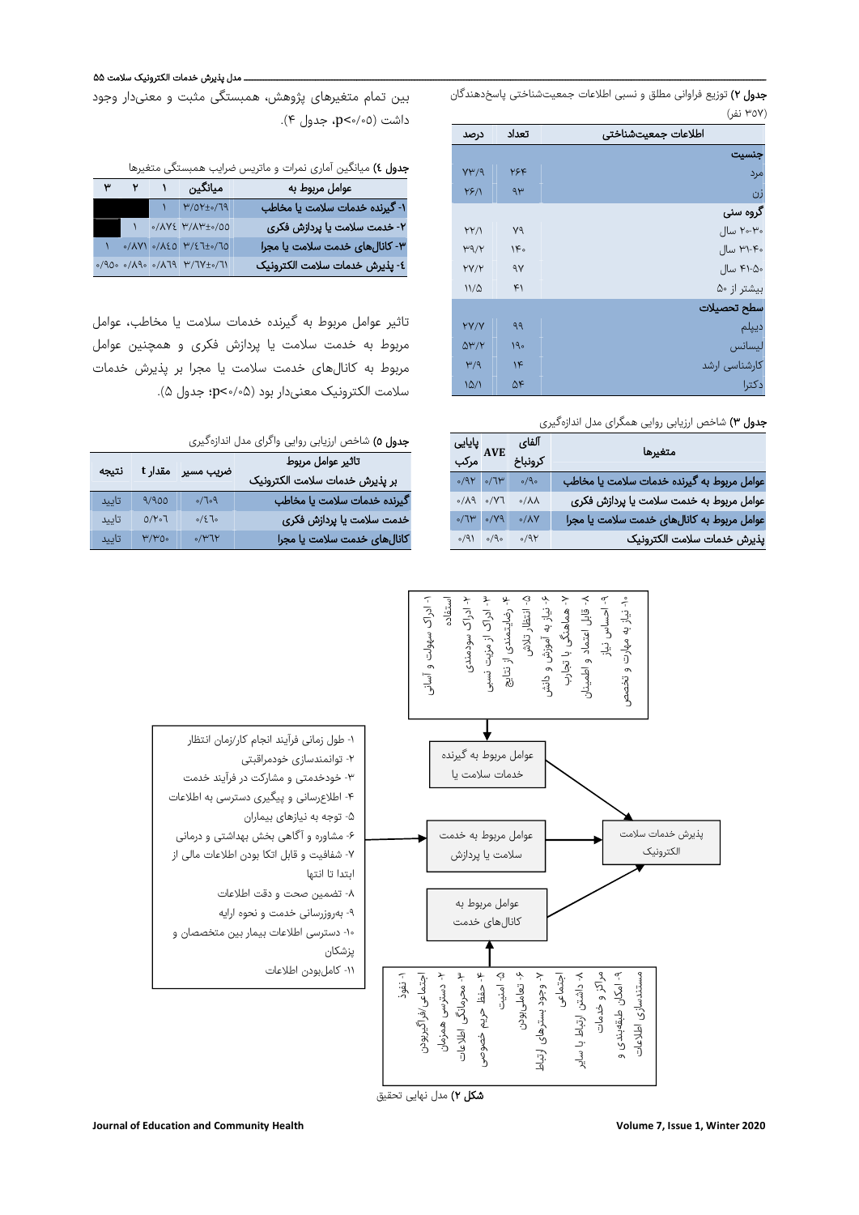**جدول ۲)** توزیع فراوانی مطلق و نسبی اطلاعات جمعیت‌شناختی پاسخ‌دهندگان (۳۵۷ نفر)

| اطلاعات جمعیت‌شناختی | تعداد | درصد |
|---|---|---|
| **جنسیت** | | |
| مرد | ۲۶۴ | ۷۳/۹ |
| زن | ۹۳ | ۲۶/۱ |
| **گروه سنی** | | |
| ۳۰-۲۰ سال | ۷۹ | ۲۲/۱ |
| ۴۰-۳۱ سال | ۱۴۰ | ۳۹/۲ |
| ۵۰-۴۱ سال | ۹۷ | ۲۷/۲ |
| بیشتر از ۵۰ | ۴۱ | ۱۱/۵ |
| **سطح تحصیلات** | | |
| دیپلم | ۹۹ | ۲۷/۷ |
| لیسانس | ۱۹۰ | ۵۳/۲ |
| کارشناسی ارشد | ۱۴ | ۳/۹ |
| دکترا | ۵۴ | ۱۵/۱ |

**جدول ۳)** شاخص ارزیابی روایی همگرای مدل اندازه‌گیری

| متغیرها | آلفای کرونباخ | AVE | پایایی مرکب |
|---|---|---|---|
| عوامل مربوط به گیرنده خدمات سلامت یا مخاطب | ۰/۹۰ | ۰/۶۳ | ۰/۹۲ |
| عوامل مربوط به خدمت سلامت یا پردازش فکری | ۰/۸۸ | ۰/۷۶ | ۰/۸۹ |
| عوامل مربوط به کانال‌های خدمت سلامت یا مجرا | ۰/۸۷ | ۰/۷۹ | ۰/۶۳ |
| پذیرش خدمات سلامت الکترونیک | ۰/۹۲ | ۰/۹۰ | ۰/۹۱ |

بین تمام متغیرهای پژوهش، همبستگی مثبت و معنی‌دار وجود داشت (p<۰/۰۵، جدول ۴).

**جدول ۴)** میانگین آماری نمرات و ماتریس ضرایب همبستگی متغیرها

| عوامل مربوط به | میانگین | ۱ | ۲ | ۳ |
|---|---|---|---|---|
| ۱- گیرنده خدمات سلامت یا مخاطب | ۳/۵۲±۰/۶۹ | ۱ | | |
| ۲- خدمت سلامت یا پردازش فکری | ۳/۸۳±۰/۵۵ | ۰/۸۷۴ | ۱ | |
| ۳- کانال‌های خدمت سلامت یا مجرا | ۳/۴۶±۰/۶۵ | ۰/۸۴۵ | ۰/۸۷۱ | ۱ |
| ۴- پذیرش خدمات سلامت الکترونیک | ۳/۶۷±۰/۶۱ | ۰/۸۶۹ | ۰/۸۹۰ | ۰/۹۵۰ |

تاثیر عوامل مربوط به گیرنده خدمات سلامت یا مخاطب، عوامل مربوط به خدمت سلامت یا پردازش فکری و همچنین عوامل مربوط به کانال‌های خدمت سلامت یا مجرا بر پذیرش خدمات سلامت الکترونیک معنی‌دار بود (p<۰/۰۵؛ جدول ۵).

**جدول ۵)** شاخص ارزیابی روایی واگرای مدل اندازه‌گیری

| تاثیر عوامل مربوط بر پذیرش خدمات سلامت الکترونیک | ضریب مسیر | مقدار t | نتیجه |
|---|---|---|---|
| گیرنده خدمات سلامت یا مخاطب | ۰/۶۰۹ | ۹/۹۰۵ | تایید |
| خدمت سلامت یا پردازش فکری | ۰/۴۶۰ | ۵/۲۰۶ | تایید |
| کانال‌های خدمت سلامت یا مجرا | ۰/۳۶۲ | ۳/۳۵۰ | تایید |

عوامل مربوط به گیرنده خدمات سلامت یا:
۱- ادراک سهولت و آسانی استفاده
۲- ادراک سودمندی
۳- ادراک از مزیت نسبی
۴- رضایتمندی از نتایج
۵- انتظار تلاش
۶- نیاز به آموزش و دانش
۷- هماهنگی با تجارب
۸- قابل اعتماد و اطمینان
۹- احساس نیاز
۱۰- نیاز به مهارت و تخصص

عوامل مربوط به خدمت سلامت یا پردازش:
۱- طول زمانی فرآیند انجام کار/زمان انتظار
۲- توانمندسازی خودمراقبتی
۳- خودخدمتی و مشارکت در فرآیند خدمت
۴- اطلاع‌رسانی و پیگیری دسترسی به اطلاعات
۵- توجه به نیازهای بیماران
۶- مشاوره و آگاهی بخش بهداشتی و درمانی
۷- شفافیت و قابل اتکا بودن اطلاعات مالی از ابتدا تا انتها
۸- تضمین صحت و دقت اطلاعات
۹- بهروزرسانی خدمت و نحوه ارایه
۱۰- دسترسی اطلاعات بیمار بین متخصصان و پزشکان
۱۱- کامل‌بودن اطلاعات

عوامل مربوط به کانال‌های خدمت:
۱- نفوذ اجتماعی/فراگیربودن
۲- دسترسی همزمان
۳- محرمانگی اطلاعات
۴- حفظ حریم خصوصی
۵- امنیت
۶- تعاملی‌بودن
۷- وجود بسترهای ارتباط اجتماعی
۸- داشتن ارتباط با سایر مراکز و خدمات
۹- امکان طبقه‌بندی و مستندسازی اطلاعات

→ پذیرش خدمات سلامت الکترونیک

**شکل ۲)** مدل نهایی تحقیق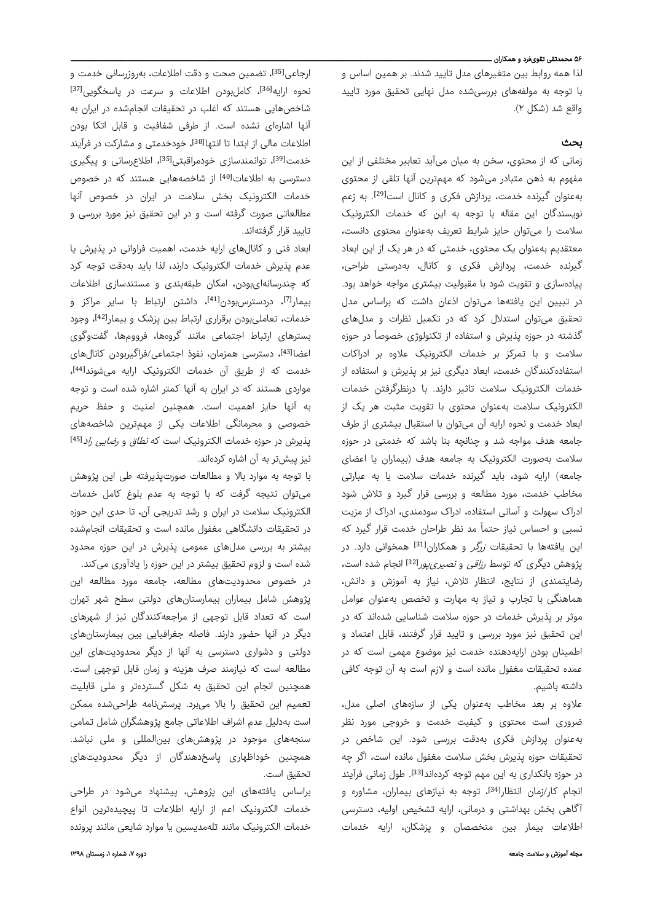لذا همه روابط بین متغیرهای مدل تایید شدند. بر همین اساس و با توجه به مولفه‌های بررسی‌شده مدل نهایی تحقیق مورد تایید واقع شد (شکل ۲).

## بحث

زمانی که از محتوی، سخن به میان می‌آید تعابیر مختلفی از این مفهوم به ذهن متبادر می‌شود که مهم‌ترین آنها تلقی از محتوی به‌عنوان گیرنده خدمت، پردازش فکری و کانال است[29]. به زعم نویسندگان این مقاله با توجه به این که خدمات الکترونیک سلامت را می‌توان حایز شرایط تعریف به‌عنوان محتوی دانست، معتقدیم به‌عنوان یک محتوی، خدمتی که در هر یک از این ابعاد گیرنده خدمت، پردازش فکری و کانال، به‌درستی طراحی، پیاده‌سازی و تقویت شود با مقبولیت بیشتری مواجه خواهد بود. در تبیین این یافته‌ها می‌توان اذعان داشت که براساس مدل تحقیق می‌توان استدلال کرد که در تکمیل نظرات و مدل‌های گذشته در حوزه پذیرش و استفاده از تکنولوژی خصوصاً در حوزه سلامت و با تمرکز بر خدمات الکترونیک علاوه بر ادراکات استفاده‌کنندگان خدمت، ابعاد دیگری نیز بر پذیرش و استفاده از خدمات الکترونیک سلامت تاثیر دارند. با درنظرگرفتن خدمات الکترونیک سلامت به‌عنوان محتوی با تقویت مثبت هر یک از ابعاد خدمت و نحوه ارایه آن می‌توان با استقبال بیشتری از طرف جامعه هدف مواجه شد و چنانچه بنا باشد که خدمتی در حوزه سلامت به‌صورت الکترونیک به جامعه هدف (بیماران یا اعضای جامعه) ارایه شود، باید گیرنده خدمات سلامت یا به عبارتی مخاطب خدمت، مورد مطالعه و بررسی قرار گیرد و تلاش شود ادراک سهولت و آسانی استفاده، ادراک سودمندی، ادراک از مزیت نسبی و احساس نیاز حتماً مد نظر طراحان خدمت قرار گیرد که این یافته‌ها با تحقیقات *زرگر* و همکاران[31] همخوانی دارد. در پژوهش دیگری که توسط *رزاقی* و *نصیری‌پور*[32] انجام شده است، رضایتمندی از نتایج، انتظار تلاش، نیاز به آموزش و دانش، هماهنگی با تجارب و نیاز به مهارت و تخصص به‌عنوان عوامل موثر بر پذیرش خدمات در حوزه سلامت شناسایی شده‌اند که در این تحقیق نیز مورد بررسی و تایید قرار گرفتند، قابل اعتماد و اطمینان بودن ارایه‌دهنده خدمت نیز موضوع مهمی است که در عمده تحقیقات مغفول مانده است و لازم است به آن توجه کافی داشته باشیم.

علاوه بر بعد مخاطب به‌عنوان یکی از سازه‌های اصلی مدل، ضروری است محتوی و کیفیت خدمت و خروجی مورد نظر به‌عنوان پردازش فکری به‌دقت بررسی شود. این شاخص در تحقیقات حوزه پذیرش بخش سلامت مغفول مانده است، اگر چه در حوزه بانکداری به این مهم توجه کرده‌اند[33]. طول زمانی فرآیند انجام کار/زمان انتظار[34]، توجه به نیازهای بیماران، مشاوره و آگاهی بخش بهداشتی و درمانی، ارایه تشخیص اولیه، دسترسی اطلاعات بیمار بین متخصصان و پزشکان، ارایه خدمات ارجاعی[35]، تضمین صحت و دقت اطلاعات، به‌روزرسانی خدمت و نحوه ارایه[36]، کامل‌بودن اطلاعات و سرعت در پاسخگویی[37] شاخص‌هایی هستند که اغلب در تحقیقات انجام‌شده در ایران به آنها اشاره‌ای نشده است. از طرفی شفافیت و قابل اتکا بودن اطلاعات مالی از ابتدا تا انتها[38]، خودخدمتی و مشارکت در فرآیند خدمت[39]، توانمندسازی خودمراقبتی[35]، اطلاع‌رسانی و پیگیری دسترسی به اطلاعات[40] از شاخصه‌هایی هستند که در خصوص خدمات الکترونیک بخش سلامت در ایران در خصوص آنها مطالعاتی صورت گرفته است و در این تحقیق نیز مورد بررسی و تایید قرار گرفته‌اند.

ابعاد فنی و کانال‌های ارایه خدمت، اهمیت فراوانی در پذیرش یا عدم پذیرش خدمات الکترونیک دارند، لذا باید به‌دقت توجه کرد که چندرسانه‌ای‌بودن، امکان طبقه‌بندی و مستندسازی اطلاعات بیمار[7]، دردسترس‌بودن[41]، داشتن ارتباط با سایر مراکز و خدمات، تعاملی‌بودن برقراری ارتباط بین پزشک و بیمار[42]، وجود بسترهای ارتباط اجتماعی مانند گروه‌ها، فروم‌ها، گفت‌وگوی اعضا[43]، دسترسی همزمان، نفوذ اجتماعی/فراگیربودن کانال‌های خدمت که از طریق آن خدمات الکترونیک ارایه می‌شوند[44]، مواردی هستند که در ایران به آنها کمتر اشاره شده است و توجه به آنها حایز اهمیت است. همچنین امنیت و حفظ حریم خصوصی و محرمانگی اطلاعات یکی از مهم‌ترین شاخصه‌های پذیرش در حوزه خدمات الکترونیک است که *نطاق* و *رضایی راد*[45] نیز پیش‌تر به آن اشاره کرده‌اند.

با توجه به موارد بالا و مطالعات صورت‌پذیرفته طی این پژوهش می‌توان نتیجه گرفت که با توجه به عدم بلوغ کامل خدمات الکترونیک سلامت در ایران و رشد تدریجی آن، تا حدی این حوزه در تحقیقات دانشگاهی مغفول مانده است و تحقیقات انجام‌شده بیشتر به بررسی مدل‌های عمومی پذیرش در این حوزه محدود شده است و لزوم تحقیق بیشتر در این حوزه را یادآوری می‌کند.

در خصوص محدودیت‌های مطالعه، جامعه مورد مطالعه این پژوهش شامل بیماران بیمارستان‌های دولتی سطح شهر تهران است که تعداد قابل توجهی از مراجعه‌کنندگان نیز از شهرهای دیگر در آنها حضور دارند. فاصله جغرافیایی بین بیمارستان‌های دولتی و دشواری دسترسی به آنها از دیگر محدودیت‌های این مطالعه است که نیازمند صرف هزینه و زمان قابل توجهی است. همچنین انجام این تحقیق به شکل گسترده‌تر و ملی قابلیت تعمیم این تحقیق را بالا می‌برد. پرسش‌نامه طراحی‌شده ممکن است به‌دلیل عدم اشراف اطلاعاتی جامع پژوهشگران شامل تمامی سنجه‌های موجود در پژوهش‌های بین‌المللی و ملی نباشد. همچنین خوداظهاری پاسخ‌دهندگان از دیگر محدودیت‌های تحقیق است.

براساس یافته‌های این پژوهش، پیشنهاد می‌شود در طراحی خدمات الکترونیک اعم از ارایه اطلاعات تا پیچیده‌ترین انواع خدمات الکترونیک مانند تله‌مدیسین یا موارد شایعی مانند پرونده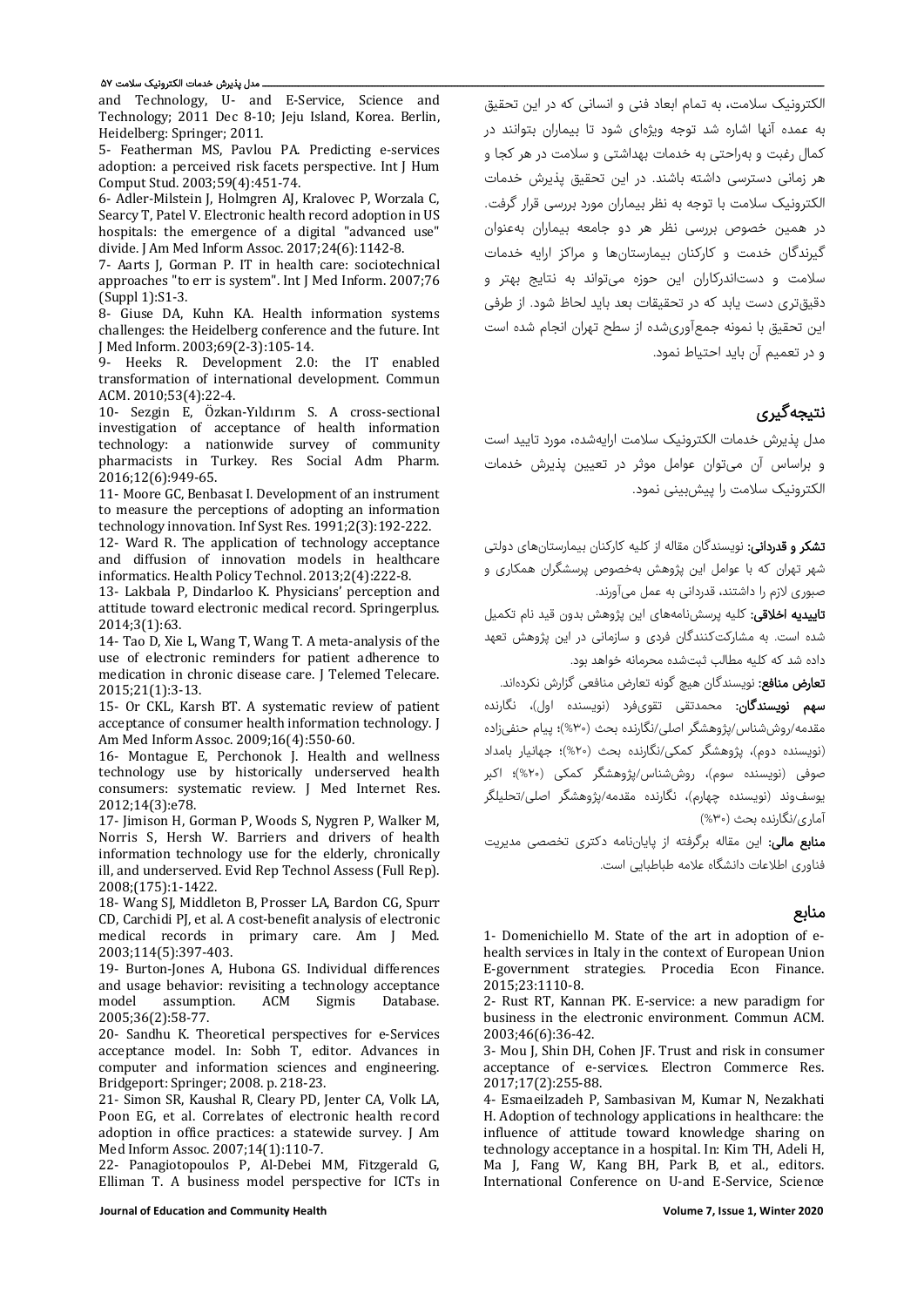الکترونیک سلامت، به تمام ابعاد فنی و انسانی که در این تحقیق به عمده آنها اشاره شد توجه ویژه‌ای شود تا بیماران بتوانند در کمال رغبت و به‌راحتی به خدمات بهداشتی و سلامت در هر کجا و هر زمانی دسترسی داشته باشند. در این تحقیق پذیرش خدمات الکترونیک سلامت با توجه به نظر بیماران مورد بررسی قرار گرفت. در همین خصوص بررسی نظر هر دو جامعه بیماران به‌عنوان گیرندگان خدمت و کارکنان بیمارستان‌ها و مراکز ارایه خدمات سلامت و دست‌اندرکاران این حوزه می‌تواند به نتایج بهتر و دقیق‌تری دست یابد که در تحقیقات بعد باید لحاظ شود. از طرفی این تحقیق با نمونه جمع‌آوری‌شده از سطح تهران انجام شده است و در تعمیم آن باید احتیاط نمود.

## نتیجه‌گیری

مدل پذیرش خدمات الکترونیک سلامت ارایه‌شده، مورد تایید است و براساس آن می‌توان عوامل موثر در تعیین پذیرش خدمات الکترونیک سلامت را پیش‌بینی نمود.

**تشکر و قدردانی:** نویسندگان مقاله از کلیه کارکنان بیمارستان‌های دولتی شهر تهران که با عوامل این پژوهش به‌خصوص پرسشگران همکاری و صبوری لازم را داشتند، قدردانی به عمل می‌آورند.

**تاییدیه اخلاقی:** کلیه پرسش‌نامه‌های این پژوهش بدون قید نام تکمیل شده است. به مشارکت‌کنندگان فردی و سازمانی در این پژوهش تعهد داده شد که کلیه مطالب ثبت‌شده محرمانه خواهد بود.

**تعارض منافع:** نویسندگان هیچ گونه تعارض منافعی گزارش نکرده‌اند.

**سهم نویسندگان:** محمدتقی تقوی‌فرد (نویسنده اول)، نگارنده مقدمه/روش‌شناس/پژوهشگر اصلی/نگارنده بحث (۳۰%)؛ پیام حنفی‌زاده (نویسنده دوم)، پژوهشگر کمکی/نگارنده بحث (۲۰%)؛ جهانیار بامداد صوفی (نویسنده سوم)، روش‌شناس/پژوهشگر کمکی (۲۰%)؛ اکبر یوسف‌وند (نویسنده چهارم)، نگارنده مقدمه/پژوهشگر اصلی/تحلیلگر آماری/نگارنده بحث (۳۰%)

**منابع مالی:** این مقاله برگرفته از پایان‌نامه دکتری تخصصی مدیریت فناوری اطلاعات دانشگاه علامه طباطبایی است.

## منابع

1- Domenichiello M. State of the art in adoption of e-health services in Italy in the context of European Union E-government strategies. Procedia Econ Finance. 2015;23:1110-8.

2- Rust RT, Kannan PK. E-service: a new paradigm for business in the electronic environment. Commun ACM. 2003;46(6):36-42.

3- Mou J, Shin DH, Cohen JF. Trust and risk in consumer acceptance of e-services. Electron Commerce Res. 2017;17(2):255-88.

4- Esmaeilzadeh P, Sambasivan M, Kumar N, Nezakhati H. Adoption of technology applications in healthcare: the influence of attitude toward knowledge sharing on technology acceptance in a hospital. In: Kim TH, Adeli H, Ma J, Fang W, Kang BH, Park B, et al., editors. International Conference on U-and E-Service, Science and Technology, U- and E-Service, Science and Technology; 2011 Dec 8-10; Jeju Island, Korea. Berlin, Heidelberg: Springer; 2011.

5- Featherman MS, Pavlou PA. Predicting e-services adoption: a perceived risk facets perspective. Int J Hum Comput Stud. 2003;59(4):451-74.

6- Adler-Milstein J, Holmgren AJ, Kralovec P, Worzala C, Searcy T, Patel V. Electronic health record adoption in US hospitals: the emergence of a digital "advanced use" divide. J Am Med Inform Assoc. 2017;24(6):1142-8.

7- Aarts J, Gorman P. IT in health care: sociotechnical approaches "to err is system". Int J Med Inform. 2007;76 (Suppl 1):S1-3.

8- Giuse DA, Kuhn KA. Health information systems challenges: the Heidelberg conference and the future. Int J Med Inform. 2003;69(2-3):105-14.

9- Heeks R. Development 2.0: the IT enabled transformation of international development. Commun ACM. 2010;53(4):22-4.

10- Sezgin E, Özkan-Yıldırım S. A cross-sectional investigation of acceptance of health information technology: a nationwide survey of community pharmacists in Turkey. Res Social Adm Pharm. 2016;12(6):949-65.

11- Moore GC, Benbasat I. Development of an instrument to measure the perceptions of adopting an information technology innovation. Inf Syst Res. 1991;2(3):192-222.

12- Ward R. The application of technology acceptance and diffusion of innovation models in healthcare informatics. Health Policy Technol. 2013;2(4):222-8.

13- Lakbala P, Dindarloo K. Physicians' perception and attitude toward electronic medical record. Springerplus. 2014;3(1):63.

14- Tao D, Xie L, Wang T, Wang T. A meta-analysis of the use of electronic reminders for patient adherence to medication in chronic disease care. J Telemed Telecare. 2015;21(1):3-13.

15- Or CKL, Karsh BT. A systematic review of patient acceptance of consumer health information technology. J Am Med Inform Assoc. 2009;16(4):550-60.

16- Montague E, Perchonok J. Health and wellness technology use by historically underserved health consumers: systematic review. J Med Internet Res. 2012;14(3):e78.

17- Jimison H, Gorman P, Woods S, Nygren P, Walker M, Norris S, Hersh W. Barriers and drivers of health information technology use for the elderly, chronically ill, and underserved. Evid Rep Technol Assess (Full Rep). 2008;(175):1-1422.

18- Wang SJ, Middleton B, Prosser LA, Bardon CG, Spurr CD, Carchidi PJ, et al. A cost-benefit analysis of electronic medical records in primary care. Am J Med. 2003;114(5):397-403.

19- Burton-Jones A, Hubona GS. Individual differences and usage behavior: revisiting a technology acceptance model assumption. ACM Sigmis Database. 2005;36(2):58-77.

20- Sandhu K. Theoretical perspectives for e-Services acceptance model. In: Sobh T, editor. Advances in computer and information sciences and engineering. Bridgeport: Springer; 2008. p. 218-23.

21- Simon SR, Kaushal R, Cleary PD, Jenter CA, Volk LA, Poon EG, et al. Correlates of electronic health record adoption in office practices: a statewide survey. J Am Med Inform Assoc. 2007;14(1):110-7.

22- Panagiotopoulos P, Al-Debei MM, Fitzgerald G, Elliman T. A business model perspective for ICTs in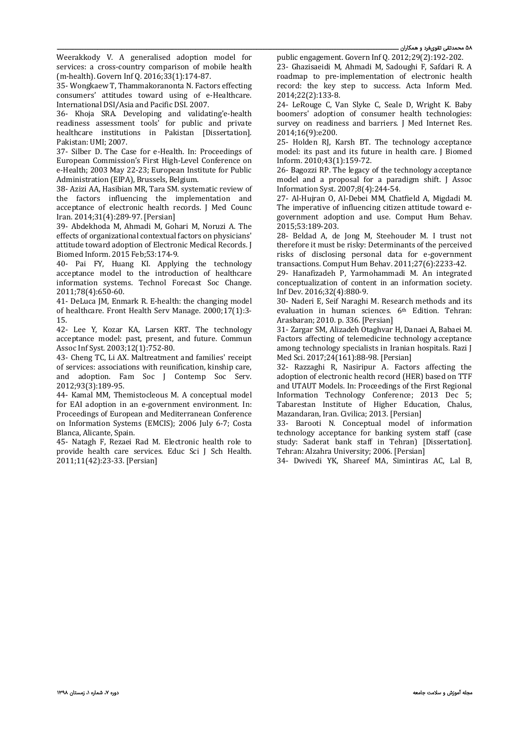Weerakkody V. A generalised adoption model for services: a cross-country comparison of mobile health (m-health). Govern Inf Q. 2016;33(1):174-87.

35- Wongkaew T, Thammakoranonta N. Factors effecting consumers' attitudes toward using of e-Healthcare. International DSI/Asia and Pacific DSI. 2007.

36- Khoja SRA. Developing and validating'e-health readiness assessment tools' for public and private healthcare institutions in Pakistan [Dissertation]. Pakistan: UMI; 2007.

37- Silber D. The Case for e-Health. In: Proceedings of European Commission's First High-Level Conference on e-Health; 2003 May 22-23; European Institute for Public Administration (EIPA), Brussels, Belgium.

38- Azizi AA, Hasibian MR, Tara SM. systematic review of the factors influencing the implementation and acceptance of electronic health records. J Med Counc Iran. 2014;31(4):289-97. [Persian]

39- Abdekhoda M, Ahmadi M, Gohari M, Noruzi A. The effects of organizational contextual factors on physicians' attitude toward adoption of Electronic Medical Records. J Biomed Inform. 2015 Feb;53:174-9.

40- Pai FY, Huang KI. Applying the technology acceptance model to the introduction of healthcare information systems. Technol Forecast Soc Change. 2011;78(4):650-60.

41- DeLuca JM, Enmark R. E-health: the changing model of healthcare. Front Health Serv Manage. 2000;17(1):3-15.

42- Lee Y, Kozar KA, Larsen KRT. The technology acceptance model: past, present, and future. Commun Assoc Inf Syst. 2003;12(1):752-80.

43- Cheng TC, Li AX. Maltreatment and families' receipt of services: associations with reunification, kinship care, and adoption. Fam Soc J Contemp Soc Serv. 2012;93(3):189-95.

44- Kamal MM, Themistocleous M. A conceptual model for EAI adoption in an e-government environment. In: Proceedings of European and Mediterranean Conference on Information Systems (EMCIS); 2006 July 6-7; Costa Blanca, Alicante, Spain.

45- Natagh F, Rezaei Rad M. Electronic health role to provide health care services. Educ Sci J Sch Health. 2011;11(42):23-33. [Persian]

public engagement. Govern Inf Q. 2012;29(2):192-202.

23- Ghazisaeidi M, Ahmadi M, Sadoughi F, Safdari R. A roadmap to pre-implementation of electronic health record: the key step to success. Acta Inform Med. 2014;22(2):133-8.

24- LeRouge C, Van Slyke C, Seale D, Wright K. Baby boomers' adoption of consumer health technologies: survey on readiness and barriers. J Med Internet Res. 2014;16(9):e200.

25- Holden RJ, Karsh BT. The technology acceptance model: its past and its future in health care. J Biomed Inform. 2010;43(1):159-72.

26- Bagozzi RP. The legacy of the technology acceptance model and a proposal for a paradigm shift. J Assoc Information Syst. 2007;8(4):244-54.

27- Al-Hujran O, Al-Debei MM, Chatfield A, Migdadi M. The imperative of influencing citizen attitude toward e-government adoption and use. Comput Hum Behav. 2015;53:189-203.

28- Beldad A, de Jong M, Steehouder M. I trust not therefore it must be risky: Determinants of the perceived risks of disclosing personal data for e-government transactions. Comput Hum Behav. 2011;27(6):2233-42.

29- Hanafizadeh P, Yarmohammadi M. An integrated conceptualization of content in an information society. Inf Dev. 2016;32(4):880-9.

30- Naderi E, Seif Naraghi M. Research methods and its evaluation in human sciences. 6th Edition. Tehran: Arasbaran; 2010. p. 336. [Persian]

31- Zargar SM, Alizadeh Otaghvar H, Danaei A, Babaei M. Factors affecting of telemedicine technology acceptance among technology specialists in Iranian hospitals. Razi J Med Sci. 2017;24(161):88-98. [Persian]

32- Razzaghi R, Nasiripur A. Factors affecting the adoption of electronic health record (HER) based on TTF and UTAUT Models. In: Proceedings of the First Regional Information Technology Conference; 2013 Dec 5; Tabarestan Institute of Higher Education, Chalus, Mazandaran, Iran. Civilica; 2013. [Persian]

33- Barooti N. Conceptual model of information technology acceptance for banking system staff (case study: Saderat bank staff in Tehran) [Dissertation]. Tehran: Alzahra University; 2006. [Persian]

34- Dwivedi YK, Shareef MA, Simintiras AC, Lal B,